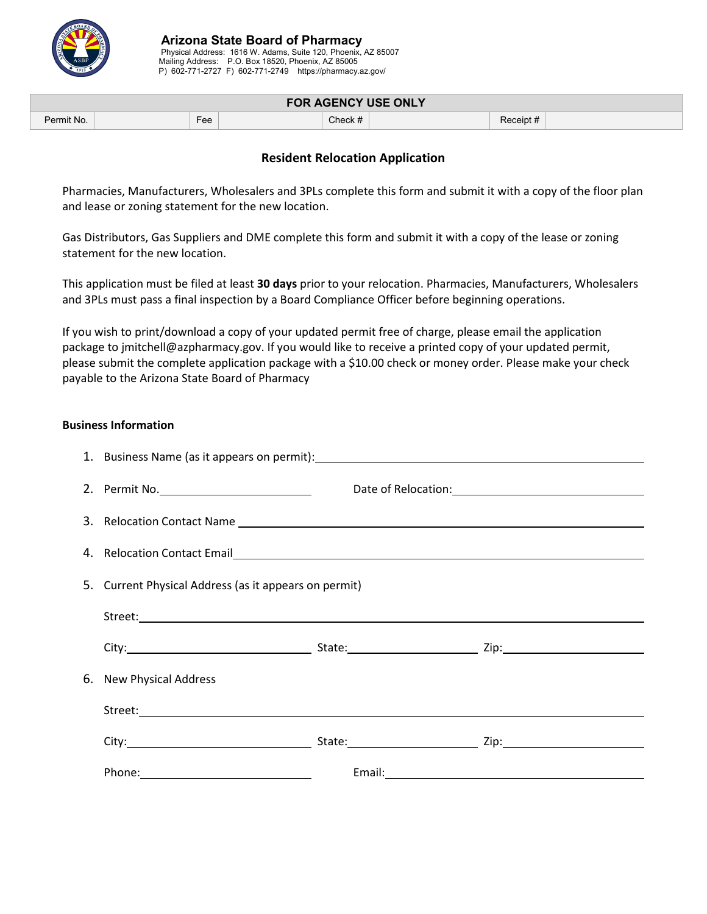# Arizona State Board of Pharmacy

Physical Address: 1616 W. Adams, Suite 120, Phoenix, AZ 85007
Mailing Address: P.O. Box 18520, Phoenix, AZ 85005
P) 602-771-2727 F) 602-771-2749 https://pharmacy.az.gov/

| FOR AGENCY USE ONLY | | | | | | | |
|---|---|---|---|---|---|---|---|
| Permit No. | | Fee | | Check # | | Receipt # | |

## Resident Relocation Application

Pharmacies, Manufacturers, Wholesalers and 3PLs complete this form and submit it with a copy of the floor plan and lease or zoning statement for the new location.

Gas Distributors, Gas Suppliers and DME complete this form and submit it with a copy of the lease or zoning statement for the new location.

This application must be filed at least **30 days** prior to your relocation. Pharmacies, Manufacturers, Wholesalers and 3PLs must pass a final inspection by a Board Compliance Officer before beginning operations.

If you wish to print/download a copy of your updated permit free of charge, please email the application package to jmitchell@azpharmacy.gov. If you would like to receive a printed copy of your updated permit, please submit the complete application package with a $10.00 check or money order. Please make your check payable to the Arizona State Board of Pharmacy

**Business Information**

1. Business Name (as it appears on permit): ____________________
2. Permit No. ____________________ Date of Relocation: ____________________
3. Relocation Contact Name ____________________
4. Relocation Contact Email ____________________
5. Current Physical Address (as it appears on permit)

   Street: ____________________

   City: ____________________ State: ____________________ Zip: ____________________
6. New Physical Address

   Street: ____________________

   City: ____________________ State: ____________________ Zip: ____________________

   Phone: ____________________ Email: ____________________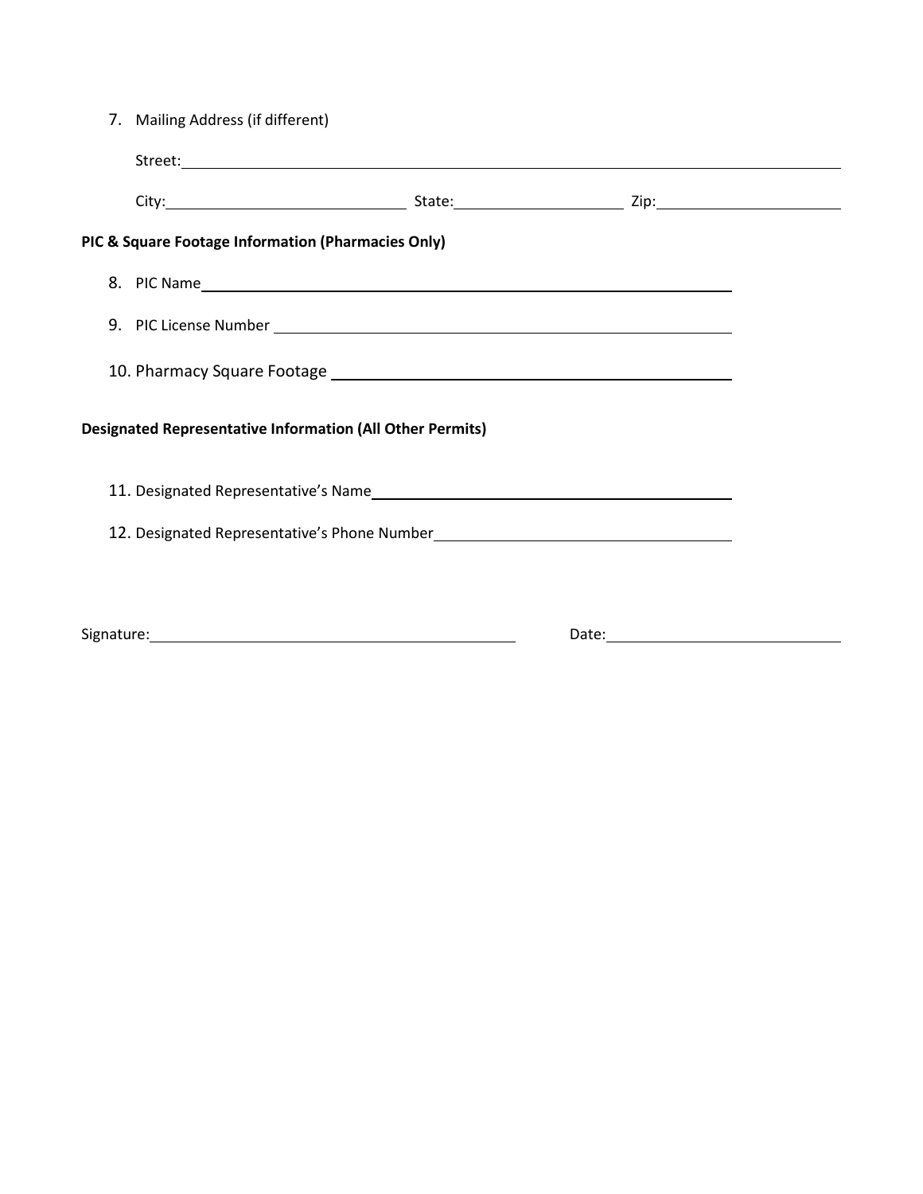7. Mailing Address (if different)

   Street: ____________________________________________

   City: ____________________ State: ______________ Zip: ________________

**PIC & Square Footage Information (Pharmacies Only)**

8. PIC Name ____________________________________________

9. PIC License Number ____________________________________________

10. Pharmacy Square Footage ____________________________________________

**Designated Representative Information (All Other Permits)**

11. Designated Representative's Name ____________________________________________

12. Designated Representative's Phone Number ____________________________________________

Signature: ______________________________ Date: ____________________